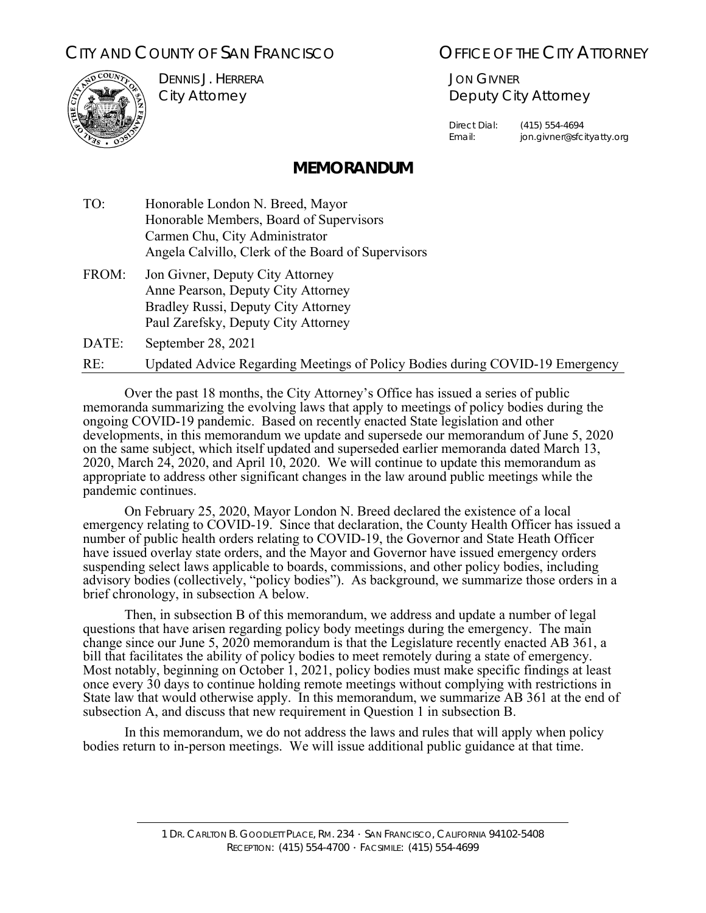CITY AND COUNTY OF SAN FRANCISCO

OFFICE OF THE CITY ATTORNEY

DENNIS J. HERRERA
City Attorney

JON GIVNER
Deputy City Attorney

Direct Dial: (415) 554-4694
Email: jon.givner@sfcityatty.org

# MEMORANDUM

TO: Honorable London N. Breed, Mayor
Honorable Members, Board of Supervisors
Carmen Chu, City Administrator
Angela Calvillo, Clerk of the Board of Supervisors

FROM: Jon Givner, Deputy City Attorney
Anne Pearson, Deputy City Attorney
Bradley Russi, Deputy City Attorney
Paul Zarefsky, Deputy City Attorney

DATE: September 28, 2021

RE: Updated Advice Regarding Meetings of Policy Bodies during COVID-19 Emergency

Over the past 18 months, the City Attorney's Office has issued a series of public memoranda summarizing the evolving laws that apply to meetings of policy bodies during the ongoing COVID-19 pandemic. Based on recently enacted State legislation and other developments, in this memorandum we update and supersede our memorandum of June 5, 2020 on the same subject, which itself updated and superseded earlier memoranda dated March 13, 2020, March 24, 2020, and April 10, 2020. We will continue to update this memorandum as appropriate to address other significant changes in the law around public meetings while the pandemic continues.

On February 25, 2020, Mayor London N. Breed declared the existence of a local emergency relating to COVID-19. Since that declaration, the County Health Officer has issued a number of public health orders relating to COVID-19, the Governor and State Heath Officer have issued overlay state orders, and the Mayor and Governor have issued emergency orders suspending select laws applicable to boards, commissions, and other policy bodies, including advisory bodies (collectively, "policy bodies"). As background, we summarize those orders in a brief chronology, in subsection A below.

Then, in subsection B of this memorandum, we address and update a number of legal questions that have arisen regarding policy body meetings during the emergency. The main change since our June 5, 2020 memorandum is that the Legislature recently enacted AB 361, a bill that facilitates the ability of policy bodies to meet remotely during a state of emergency. Most notably, beginning on October 1, 2021, policy bodies must make specific findings at least once every 30 days to continue holding remote meetings without complying with restrictions in State law that would otherwise apply. In this memorandum, we summarize AB 361 at the end of subsection A, and discuss that new requirement in Question 1 in subsection B.

In this memorandum, we do not address the laws and rules that will apply when policy bodies return to in-person meetings. We will issue additional public guidance at that time.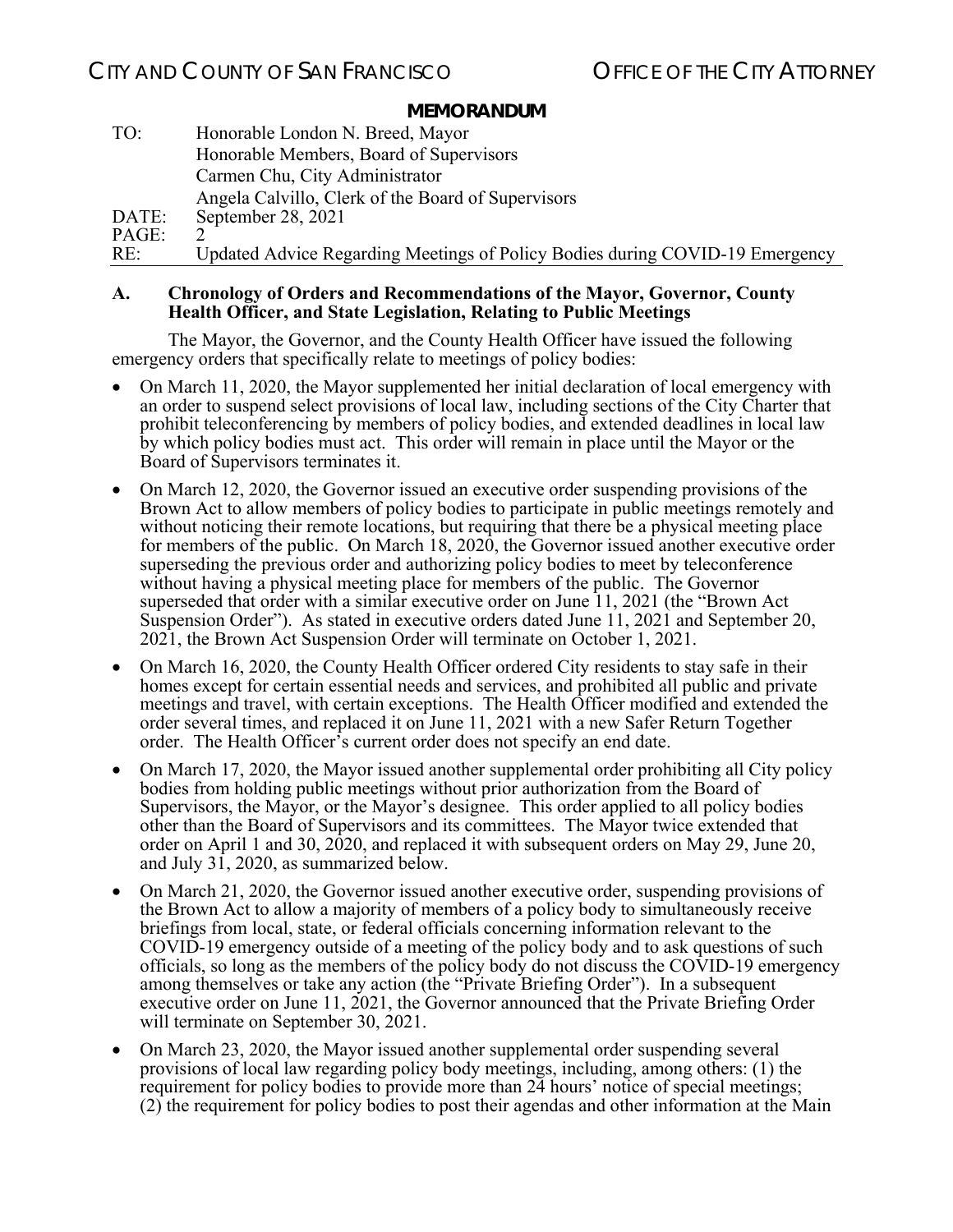**A. Chronology of Orders and Recommendations of the Mayor, Governor, County Health Officer, and State Legislation, Relating to Public Meetings**

The Mayor, the Governor, and the County Health Officer have issued the following emergency orders that specifically relate to meetings of policy bodies:

- On March 11, 2020, the Mayor supplemented her initial declaration of local emergency with an order to suspend select provisions of local law, including sections of the City Charter that prohibit teleconferencing by members of policy bodies, and extended deadlines in local law by which policy bodies must act. This order will remain in place until the Mayor or the Board of Supervisors terminates it.
- On March 12, 2020, the Governor issued an executive order suspending provisions of the Brown Act to allow members of policy bodies to participate in public meetings remotely and without noticing their remote locations, but requiring that there be a physical meeting place for members of the public. On March 18, 2020, the Governor issued another executive order superseding the previous order and authorizing policy bodies to meet by teleconference without having a physical meeting place for members of the public. The Governor superseded that order with a similar executive order on June 11, 2021 (the "Brown Act Suspension Order"). As stated in executive orders dated June 11, 2021 and September 20, 2021, the Brown Act Suspension Order will terminate on October 1, 2021.
- On March 16, 2020, the County Health Officer ordered City residents to stay safe in their homes except for certain essential needs and services, and prohibited all public and private meetings and travel, with certain exceptions. The Health Officer modified and extended the order several times, and replaced it on June 11, 2021 with a new Safer Return Together order. The Health Officer's current order does not specify an end date.
- On March 17, 2020, the Mayor issued another supplemental order prohibiting all City policy bodies from holding public meetings without prior authorization from the Board of Supervisors, the Mayor, or the Mayor's designee. This order applied to all policy bodies other than the Board of Supervisors and its committees. The Mayor twice extended that order on April 1 and 30, 2020, and replaced it with subsequent orders on May 29, June 20, and July 31, 2020, as summarized below.
- On March 21, 2020, the Governor issued another executive order, suspending provisions of the Brown Act to allow a majority of members of a policy body to simultaneously receive briefings from local, state, or federal officials concerning information relevant to the COVID-19 emergency outside of a meeting of the policy body and to ask questions of such officials, so long as the members of the policy body do not discuss the COVID-19 emergency among themselves or take any action (the "Private Briefing Order"). In a subsequent executive order on June 11, 2021, the Governor announced that the Private Briefing Order will terminate on September 30, 2021.
- On March 23, 2020, the Mayor issued another supplemental order suspending several provisions of local law regarding policy body meetings, including, among others: (1) the requirement for policy bodies to provide more than 24 hours' notice of special meetings; (2) the requirement for policy bodies to post their agendas and other information at the Main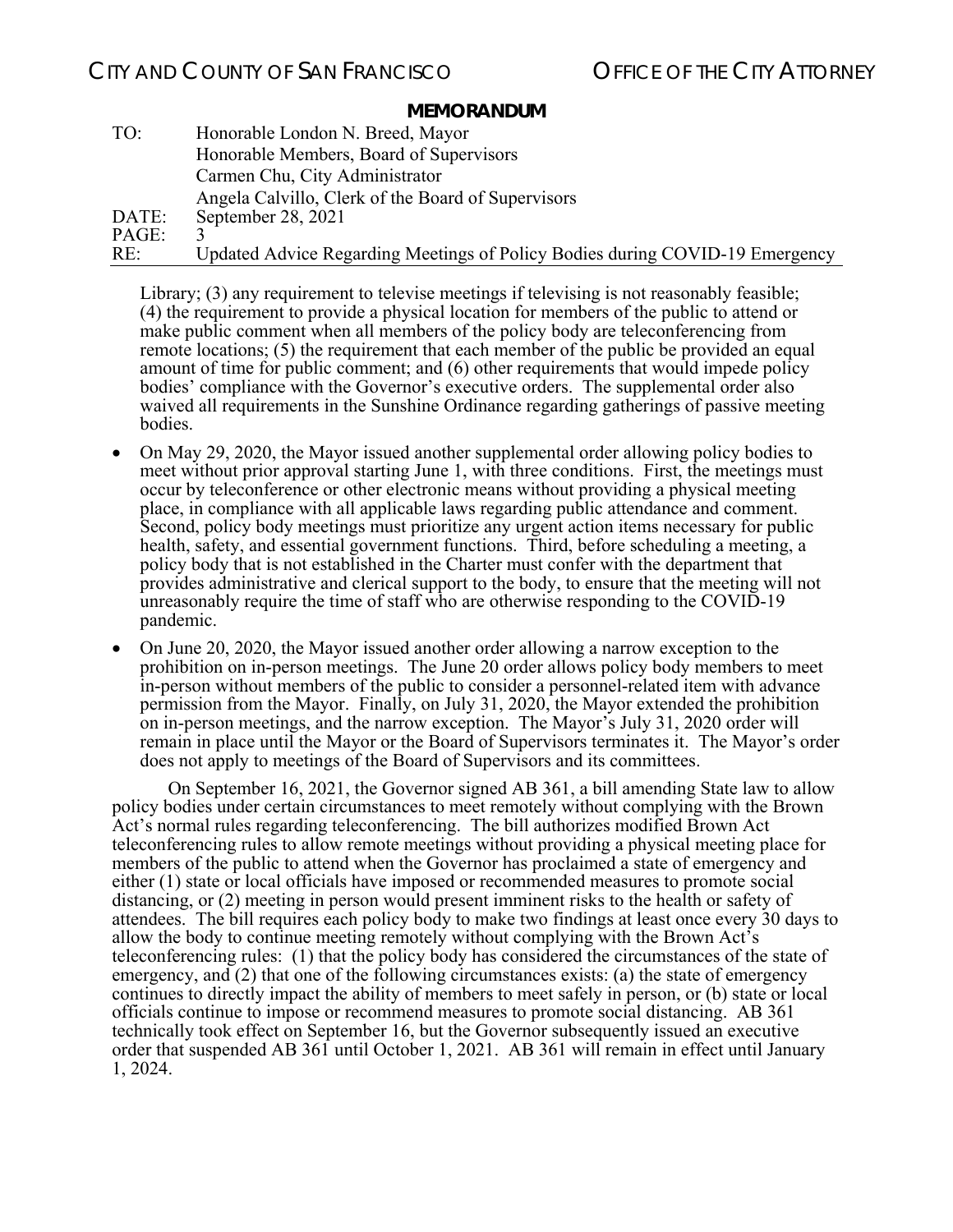Library; (3) any requirement to televise meetings if televising is not reasonably feasible; (4) the requirement to provide a physical location for members of the public to attend or make public comment when all members of the policy body are teleconferencing from remote locations; (5) the requirement that each member of the public be provided an equal amount of time for public comment; and (6) other requirements that would impede policy bodies' compliance with the Governor's executive orders. The supplemental order also waived all requirements in the Sunshine Ordinance regarding gatherings of passive meeting bodies.

- On May 29, 2020, the Mayor issued another supplemental order allowing policy bodies to meet without prior approval starting June 1, with three conditions. First, the meetings must occur by teleconference or other electronic means without providing a physical meeting place, in compliance with all applicable laws regarding public attendance and comment. Second, policy body meetings must prioritize any urgent action items necessary for public health, safety, and essential government functions. Third, before scheduling a meeting, a policy body that is not established in the Charter must confer with the department that provides administrative and clerical support to the body, to ensure that the meeting will not unreasonably require the time of staff who are otherwise responding to the COVID-19 pandemic.
- On June 20, 2020, the Mayor issued another order allowing a narrow exception to the prohibition on in-person meetings. The June 20 order allows policy body members to meet in-person without members of the public to consider a personnel-related item with advance permission from the Mayor. Finally, on July 31, 2020, the Mayor extended the prohibition on in-person meetings, and the narrow exception. The Mayor's July 31, 2020 order will remain in place until the Mayor or the Board of Supervisors terminates it. The Mayor's order does not apply to meetings of the Board of Supervisors and its committees.

On September 16, 2021, the Governor signed AB 361, a bill amending State law to allow policy bodies under certain circumstances to meet remotely without complying with the Brown Act's normal rules regarding teleconferencing. The bill authorizes modified Brown Act teleconferencing rules to allow remote meetings without providing a physical meeting place for members of the public to attend when the Governor has proclaimed a state of emergency and either (1) state or local officials have imposed or recommended measures to promote social distancing, or (2) meeting in person would present imminent risks to the health or safety of attendees. The bill requires each policy body to make two findings at least once every 30 days to allow the body to continue meeting remotely without complying with the Brown Act's teleconferencing rules: (1) that the policy body has considered the circumstances of the state of emergency, and (2) that one of the following circumstances exists: (a) the state of emergency continues to directly impact the ability of members to meet safely in person, or (b) state or local officials continue to impose or recommend measures to promote social distancing. AB 361 technically took effect on September 16, but the Governor subsequently issued an executive order that suspended AB 361 until October 1, 2021. AB 361 will remain in effect until January 1, 2024.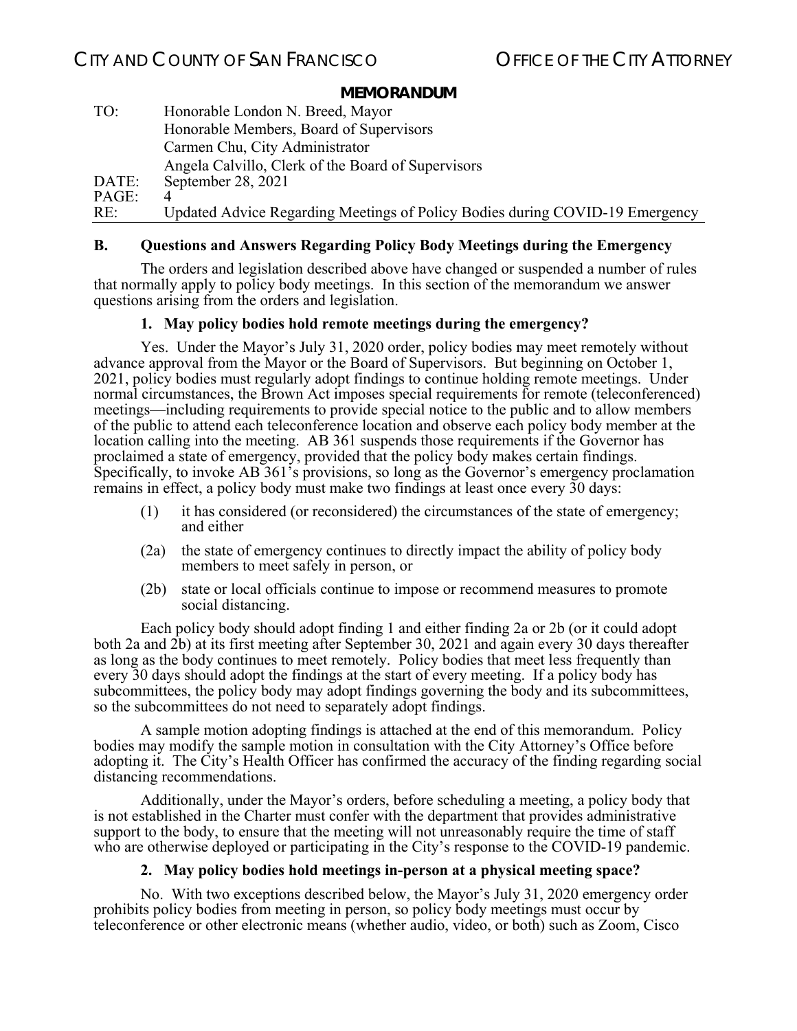## B. Questions and Answers Regarding Policy Body Meetings during the Emergency

The orders and legislation described above have changed or suspended a number of rules that normally apply to policy body meetings. In this section of the memorandum we answer questions arising from the orders and legislation.

### 1. May policy bodies hold remote meetings during the emergency?

Yes. Under the Mayor's July 31, 2020 order, policy bodies may meet remotely without advance approval from the Mayor or the Board of Supervisors. But beginning on October 1, 2021, policy bodies must regularly adopt findings to continue holding remote meetings. Under normal circumstances, the Brown Act imposes special requirements for remote (teleconferenced) meetings—including requirements to provide special notice to the public and to allow members of the public to attend each teleconference location and observe each policy body member at the location calling into the meeting. AB 361 suspends those requirements if the Governor has proclaimed a state of emergency, provided that the policy body makes certain findings. Specifically, to invoke AB 361's provisions, so long as the Governor's emergency proclamation remains in effect, a policy body must make two findings at least once every 30 days:

(1) it has considered (or reconsidered) the circumstances of the state of emergency; and either

(2a) the state of emergency continues to directly impact the ability of policy body members to meet safely in person, or

(2b) state or local officials continue to impose or recommend measures to promote social distancing.

Each policy body should adopt finding 1 and either finding 2a or 2b (or it could adopt both 2a and 2b) at its first meeting after September 30, 2021 and again every 30 days thereafter as long as the body continues to meet remotely. Policy bodies that meet less frequently than every 30 days should adopt the findings at the start of every meeting. If a policy body has subcommittees, the policy body may adopt findings governing the body and its subcommittees, so the subcommittees do not need to separately adopt findings.

A sample motion adopting findings is attached at the end of this memorandum. Policy bodies may modify the sample motion in consultation with the City Attorney's Office before adopting it. The City's Health Officer has confirmed the accuracy of the finding regarding social distancing recommendations.

Additionally, under the Mayor's orders, before scheduling a meeting, a policy body that is not established in the Charter must confer with the department that provides administrative support to the body, to ensure that the meeting will not unreasonably require the time of staff who are otherwise deployed or participating in the City's response to the COVID-19 pandemic.

### 2. May policy bodies hold meetings in-person at a physical meeting space?

No. With two exceptions described below, the Mayor's July 31, 2020 emergency order prohibits policy bodies from meeting in person, so policy body meetings must occur by teleconference or other electronic means (whether audio, video, or both) such as Zoom, Cisco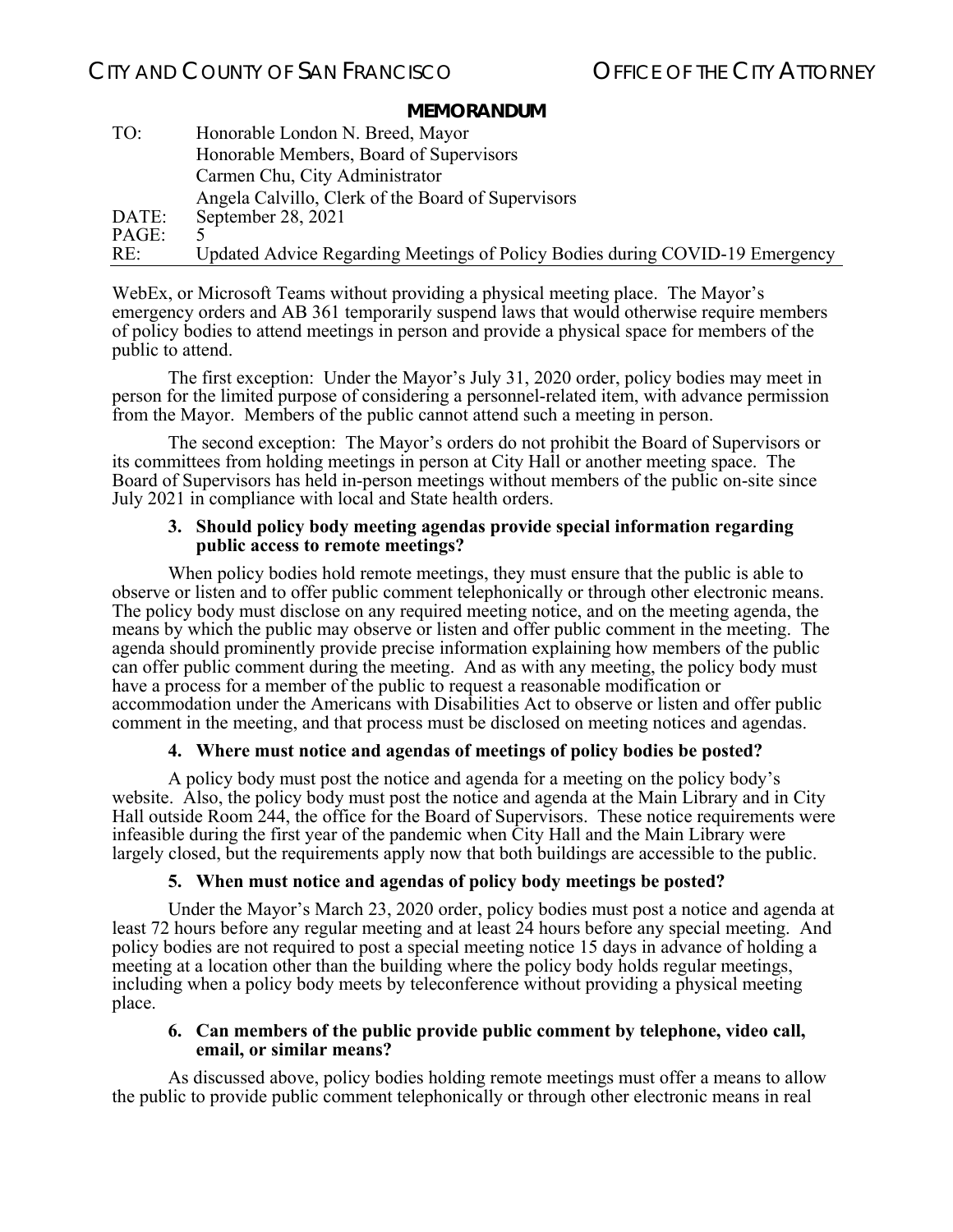WebEx, or Microsoft Teams without providing a physical meeting place. The Mayor's emergency orders and AB 361 temporarily suspend laws that would otherwise require members of policy bodies to attend meetings in person and provide a physical space for members of the public to attend.

The first exception: Under the Mayor's July 31, 2020 order, policy bodies may meet in person for the limited purpose of considering a personnel-related item, with advance permission from the Mayor. Members of the public cannot attend such a meeting in person.

The second exception: The Mayor's orders do not prohibit the Board of Supervisors or its committees from holding meetings in person at City Hall or another meeting space. The Board of Supervisors has held in-person meetings without members of the public on-site since July 2021 in compliance with local and State health orders.

**3. Should policy body meeting agendas provide special information regarding public access to remote meetings?**

When policy bodies hold remote meetings, they must ensure that the public is able to observe or listen and to offer public comment telephonically or through other electronic means. The policy body must disclose on any required meeting notice, and on the meeting agenda, the means by which the public may observe or listen and offer public comment in the meeting. The agenda should prominently provide precise information explaining how members of the public can offer public comment during the meeting. And as with any meeting, the policy body must have a process for a member of the public to request a reasonable modification or accommodation under the Americans with Disabilities Act to observe or listen and offer public comment in the meeting, and that process must be disclosed on meeting notices and agendas.

**4. Where must notice and agendas of meetings of policy bodies be posted?**

A policy body must post the notice and agenda for a meeting on the policy body's website. Also, the policy body must post the notice and agenda at the Main Library and in City Hall outside Room 244, the office for the Board of Supervisors. These notice requirements were infeasible during the first year of the pandemic when City Hall and the Main Library were largely closed, but the requirements apply now that both buildings are accessible to the public.

**5. When must notice and agendas of policy body meetings be posted?**

Under the Mayor's March 23, 2020 order, policy bodies must post a notice and agenda at least 72 hours before any regular meeting and at least 24 hours before any special meeting. And policy bodies are not required to post a special meeting notice 15 days in advance of holding a meeting at a location other than the building where the policy body holds regular meetings, including when a policy body meets by teleconference without providing a physical meeting place.

**6. Can members of the public provide public comment by telephone, video call, email, or similar means?**

As discussed above, policy bodies holding remote meetings must offer a means to allow the public to provide public comment telephonically or through other electronic means in real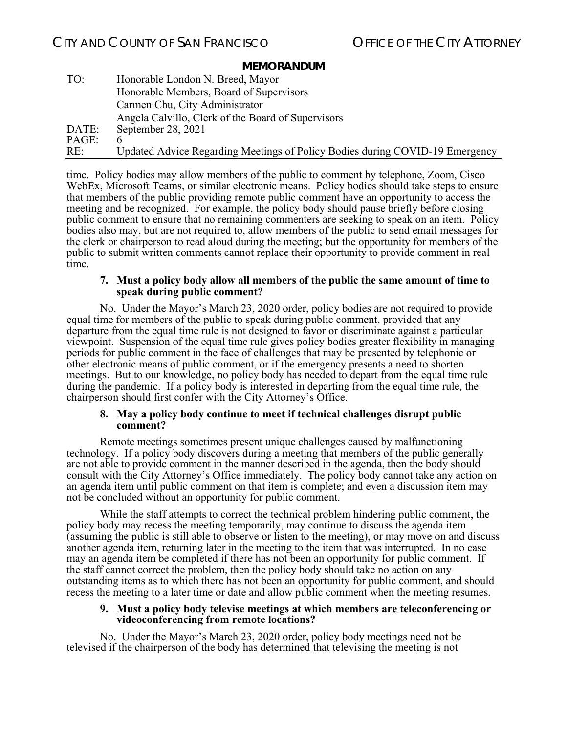time. Policy bodies may allow members of the public to comment by telephone, Zoom, Cisco WebEx, Microsoft Teams, or similar electronic means. Policy bodies should take steps to ensure that members of the public providing remote public comment have an opportunity to access the meeting and be recognized. For example, the policy body should pause briefly before closing public comment to ensure that no remaining commenters are seeking to speak on an item. Policy bodies also may, but are not required to, allow members of the public to send email messages for the clerk or chairperson to read aloud during the meeting; but the opportunity for members of the public to submit written comments cannot replace their opportunity to provide comment in real time.

**7. Must a policy body allow all members of the public the same amount of time to speak during public comment?**

No. Under the Mayor's March 23, 2020 order, policy bodies are not required to provide equal time for members of the public to speak during public comment, provided that any departure from the equal time rule is not designed to favor or discriminate against a particular viewpoint. Suspension of the equal time rule gives policy bodies greater flexibility in managing periods for public comment in the face of challenges that may be presented by telephonic or other electronic means of public comment, or if the emergency presents a need to shorten meetings. But to our knowledge, no policy body has needed to depart from the equal time rule during the pandemic. If a policy body is interested in departing from the equal time rule, the chairperson should first confer with the City Attorney's Office.

**8. May a policy body continue to meet if technical challenges disrupt public comment?**

Remote meetings sometimes present unique challenges caused by malfunctioning technology. If a policy body discovers during a meeting that members of the public generally are not able to provide comment in the manner described in the agenda, then the body should consult with the City Attorney's Office immediately. The policy body cannot take any action on an agenda item until public comment on that item is complete; and even a discussion item may not be concluded without an opportunity for public comment.

While the staff attempts to correct the technical problem hindering public comment, the policy body may recess the meeting temporarily, may continue to discuss the agenda item (assuming the public is still able to observe or listen to the meeting), or may move on and discuss another agenda item, returning later in the meeting to the item that was interrupted. In no case may an agenda item be completed if there has not been an opportunity for public comment. If the staff cannot correct the problem, then the policy body should take no action on any outstanding items as to which there has not been an opportunity for public comment, and should recess the meeting to a later time or date and allow public comment when the meeting resumes.

**9. Must a policy body televise meetings at which members are teleconferencing or videoconferencing from remote locations?**

No. Under the Mayor's March 23, 2020 order, policy body meetings need not be televised if the chairperson of the body has determined that televising the meeting is not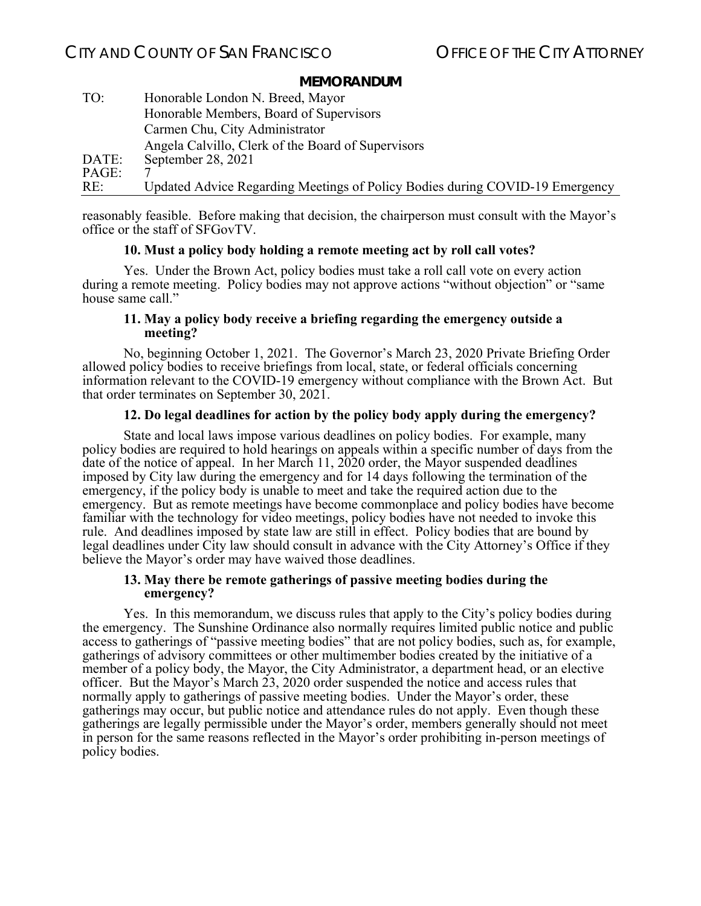reasonably feasible. Before making that decision, the chairperson must consult with the Mayor's office or the staff of SFGovTV.

**10. Must a policy body holding a remote meeting act by roll call votes?**

Yes. Under the Brown Act, policy bodies must take a roll call vote on every action during a remote meeting. Policy bodies may not approve actions "without objection" or "same house same call."

**11. May a policy body receive a briefing regarding the emergency outside a meeting?**

No, beginning October 1, 2021. The Governor's March 23, 2020 Private Briefing Order allowed policy bodies to receive briefings from local, state, or federal officials concerning information relevant to the COVID-19 emergency without compliance with the Brown Act. But that order terminates on September 30, 2021.

**12. Do legal deadlines for action by the policy body apply during the emergency?**

State and local laws impose various deadlines on policy bodies. For example, many policy bodies are required to hold hearings on appeals within a specific number of days from the date of the notice of appeal. In her March 11, 2020 order, the Mayor suspended deadlines imposed by City law during the emergency and for 14 days following the termination of the emergency, if the policy body is unable to meet and take the required action due to the emergency. But as remote meetings have become commonplace and policy bodies have become familiar with the technology for video meetings, policy bodies have not needed to invoke this rule. And deadlines imposed by state law are still in effect. Policy bodies that are bound by legal deadlines under City law should consult in advance with the City Attorney's Office if they believe the Mayor's order may have waived those deadlines.

**13. May there be remote gatherings of passive meeting bodies during the emergency?**

Yes. In this memorandum, we discuss rules that apply to the City's policy bodies during the emergency. The Sunshine Ordinance also normally requires limited public notice and public access to gatherings of "passive meeting bodies" that are not policy bodies, such as, for example, gatherings of advisory committees or other multimember bodies created by the initiative of a member of a policy body, the Mayor, the City Administrator, a department head, or an elective officer. But the Mayor's March 23, 2020 order suspended the notice and access rules that normally apply to gatherings of passive meeting bodies. Under the Mayor's order, these gatherings may occur, but public notice and attendance rules do not apply. Even though these gatherings are legally permissible under the Mayor's order, members generally should not meet in person for the same reasons reflected in the Mayor's order prohibiting in-person meetings of policy bodies.